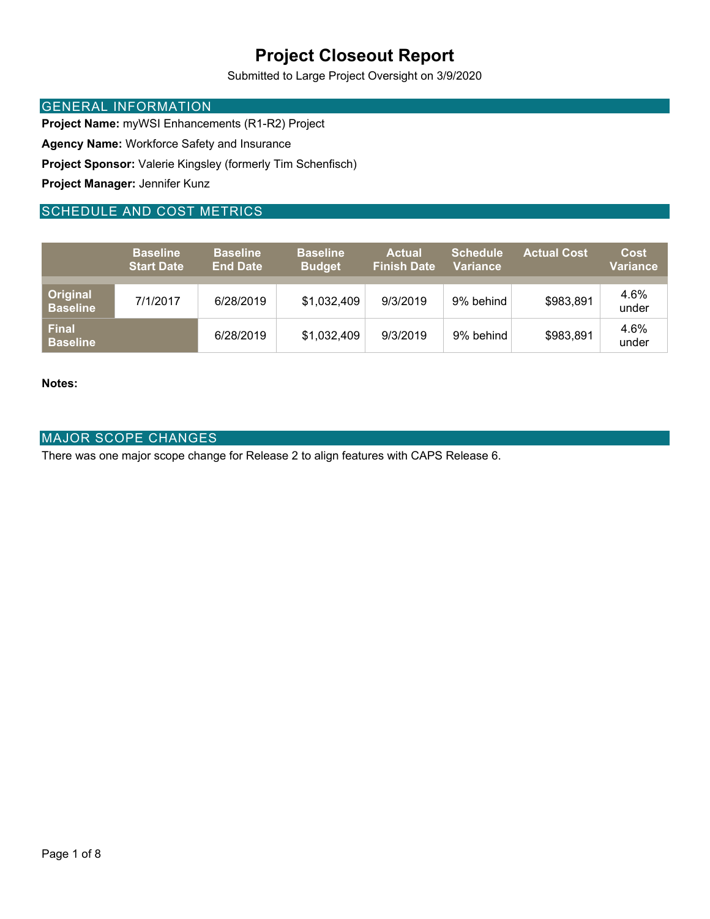# Project Closeout Report

Submitted to Large Project Oversight on 3/9/2020

## GENERAL INFORMATION

**Project Name:** myWSI Enhancements (R1-R2) Project

**Agency Name:** Workforce Safety and Insurance

**Project Sponsor:** Valerie Kingsley (formerly Tim Schenfisch)

**Project Manager:** Jennifer Kunz

## SCHEDULE AND COST METRICS

| | Baseline Start Date | Baseline End Date | Baseline Budget | Actual Finish Date | Schedule Variance | Actual Cost | Cost Variance |
|---|---|---|---|---|---|---|---|
| Original Baseline | 7/1/2017 | 6/28/2019 | $1,032,409 | 9/3/2019 | 9% behind | $983,891 | 4.6% under |
| Final Baseline | | 6/28/2019 | $1,032,409 | 9/3/2019 | 9% behind | $983,891 | 4.6% under |

**Notes:**

## MAJOR SCOPE CHANGES

There was one major scope change for Release 2 to align features with CAPS Release 6.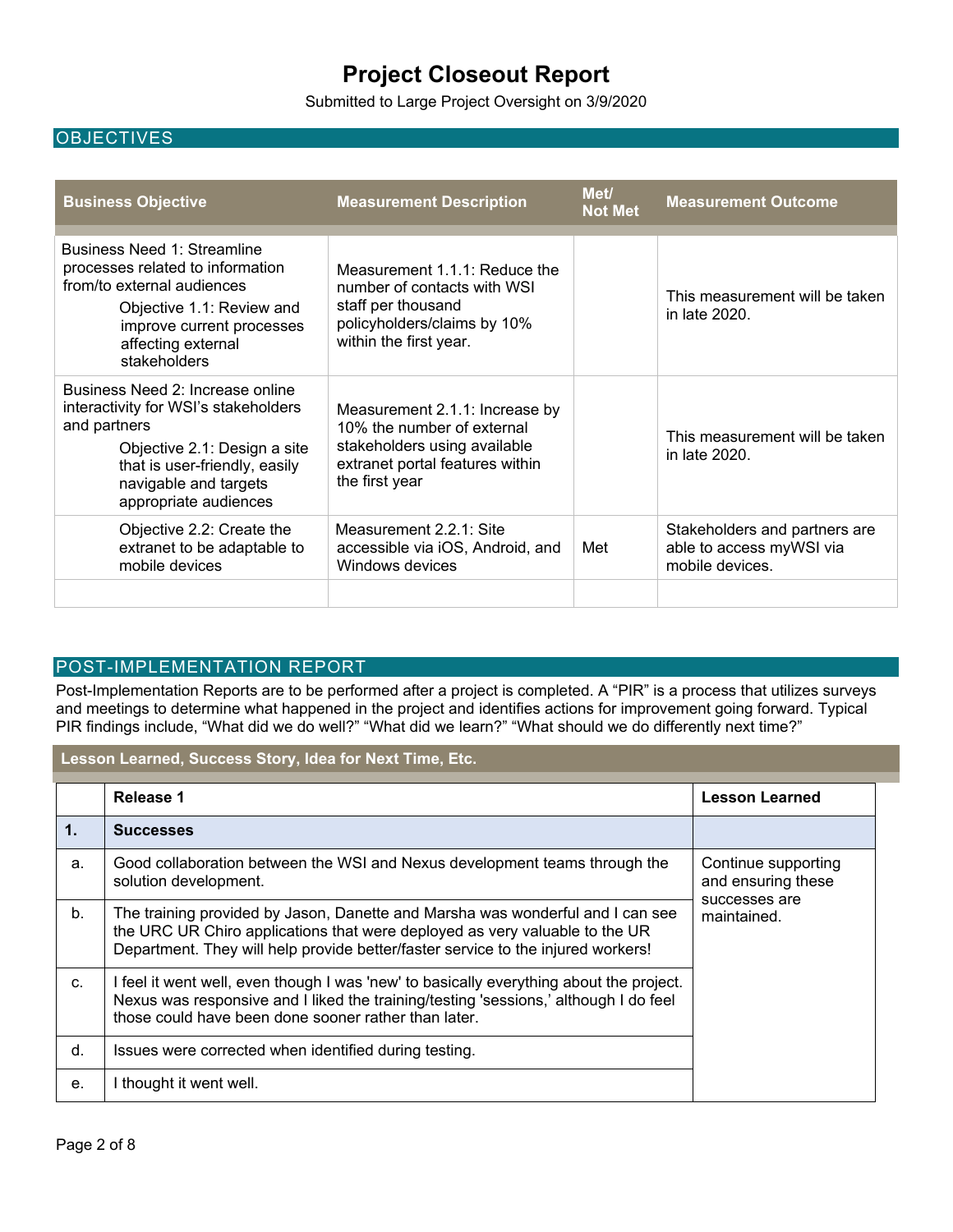# Project Closeout Report

Submitted to Large Project Oversight on 3/9/2020

## OBJECTIVES

| Business Objective | Measurement Description | Met/ Not Met | Measurement Outcome |
|---|---|---|---|
| Business Need 1: Streamline processes related to information from/to external audiences<br>Objective 1.1: Review and improve current processes affecting external stakeholders | Measurement 1.1.1: Reduce the number of contacts with WSI staff per thousand policyholders/claims by 10% within the first year. | | This measurement will be taken in late 2020. |
| Business Need 2: Increase online interactivity for WSI's stakeholders and partners<br>Objective 2.1: Design a site that is user-friendly, easily navigable and targets appropriate audiences | Measurement 2.1.1: Increase by 10% the number of external stakeholders using available extranet portal features within the first year | | This measurement will be taken in late 2020. |
| Objective 2.2: Create the extranet to be adaptable to mobile devices | Measurement 2.2.1: Site accessible via iOS, Android, and Windows devices | Met | Stakeholders and partners are able to access myWSI via mobile devices. |
| | | | |

## POST-IMPLEMENTATION REPORT

Post-Implementation Reports are to be performed after a project is completed. A "PIR" is a process that utilizes surveys and meetings to determine what happened in the project and identifies actions for improvement going forward. Typical PIR findings include, "What did we do well?" "What did we learn?" "What should we do differently next time?"

**Lesson Learned, Success Story, Idea for Next Time, Etc.**

| | Release 1 | Lesson Learned |
|---|---|---|
| **1.** | **Successes** | |
| a. | Good collaboration between the WSI and Nexus development teams through the solution development. | Continue supporting and ensuring these successes are maintained. |
| b. | The training provided by Jason, Danette and Marsha was wonderful and I can see the URC UR Chiro applications that were deployed as very valuable to the UR Department. They will help provide better/faster service to the injured workers! | |
| c. | I feel it went well, even though I was 'new' to basically everything about the project. Nexus was responsive and I liked the training/testing 'sessions,' although I do feel those could have been done sooner rather than later. | |
| d. | Issues were corrected when identified during testing. | |
| e. | I thought it went well. | |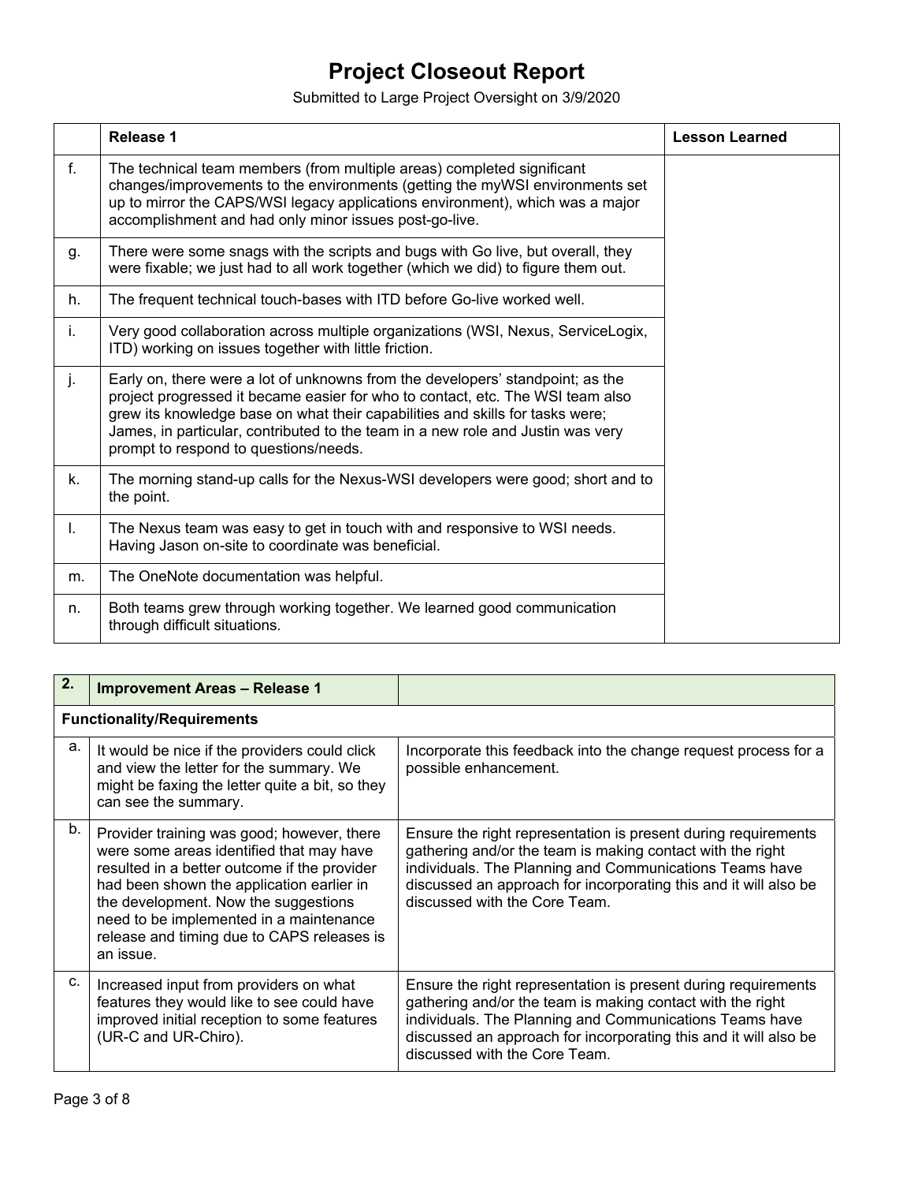# Project Closeout Report

Submitted to Large Project Oversight on 3/9/2020

| | Release 1 | Lesson Learned |
|---|---|---|
| f. | The technical team members (from multiple areas) completed significant changes/improvements to the environments (getting the myWSI environments set up to mirror the CAPS/WSI legacy applications environment), which was a major accomplishment and had only minor issues post-go-live. | |
| g. | There were some snags with the scripts and bugs with Go live, but overall, they were fixable; we just had to all work together (which we did) to figure them out. | |
| h. | The frequent technical touch-bases with ITD before Go-live worked well. | |
| i. | Very good collaboration across multiple organizations (WSI, Nexus, ServiceLogix, ITD) working on issues together with little friction. | |
| j. | Early on, there were a lot of unknowns from the developers' standpoint; as the project progressed it became easier for who to contact, etc. The WSI team also grew its knowledge base on what their capabilities and skills for tasks were; James, in particular, contributed to the team in a new role and Justin was very prompt to respond to questions/needs. | |
| k. | The morning stand-up calls for the Nexus-WSI developers were good; short and to the point. | |
| l. | The Nexus team was easy to get in touch with and responsive to WSI needs. Having Jason on-site to coordinate was beneficial. | |
| m. | The OneNote documentation was helpful. | |
| n. | Both teams grew through working together. We learned good communication through difficult situations. | |

| 2. | Improvement Areas – Release 1 | |
|---|---|---|
| **Functionality/Requirements** | | |
| a. | It would be nice if the providers could click and view the letter for the summary. We might be faxing the letter quite a bit, so they can see the summary. | Incorporate this feedback into the change request process for a possible enhancement. |
| b. | Provider training was good; however, there were some areas identified that may have resulted in a better outcome if the provider had been shown the application earlier in the development. Now the suggestions need to be implemented in a maintenance release and timing due to CAPS releases is an issue. | Ensure the right representation is present during requirements gathering and/or the team is making contact with the right individuals. The Planning and Communications Teams have discussed an approach for incorporating this and it will also be discussed with the Core Team. |
| c. | Increased input from providers on what features they would like to see could have improved initial reception to some features (UR-C and UR-Chiro). | Ensure the right representation is present during requirements gathering and/or the team is making contact with the right individuals. The Planning and Communications Teams have discussed an approach for incorporating this and it will also be discussed with the Core Team. |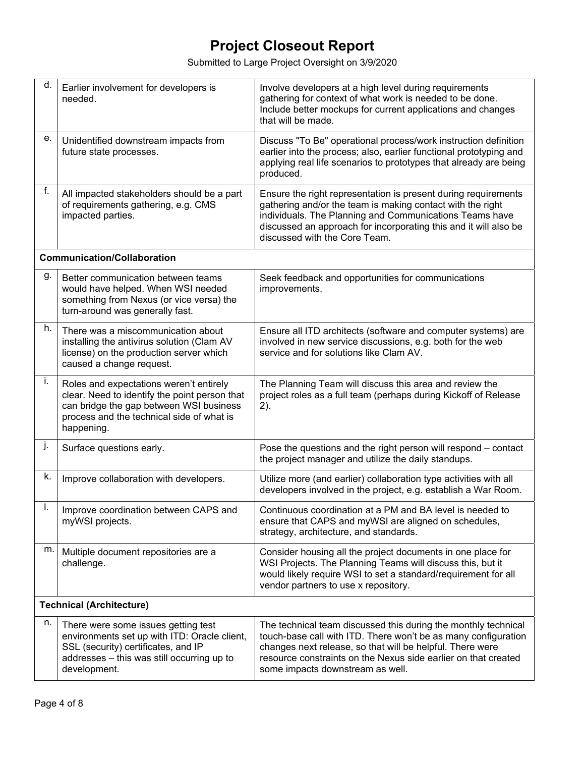# Project Closeout Report

Submitted to Large Project Oversight on 3/9/2020

| | | |
|---|---|---|
| d. | Earlier involvement for developers is needed. | Involve developers at a high level during requirements gathering for context of what work is needed to be done. Include better mockups for current applications and changes that will be made. |
| e. | Unidentified downstream impacts from future state processes. | Discuss "To Be" operational process/work instruction definition earlier into the process; also, earlier functional prototyping and applying real life scenarios to prototypes that already are being produced. |
| f. | All impacted stakeholders should be a part of requirements gathering, e.g. CMS impacted parties. | Ensure the right representation is present during requirements gathering and/or the team is making contact with the right individuals. The Planning and Communications Teams have discussed an approach for incorporating this and it will also be discussed with the Core Team. |
| **Communication/Collaboration** | | |
| g. | Better communication between teams would have helped. When WSI needed something from Nexus (or vice versa) the turn-around was generally fast. | Seek feedback and opportunities for communications improvements. |
| h. | There was a miscommunication about installing the antivirus solution (Clam AV license) on the production server which caused a change request. | Ensure all ITD architects (software and computer systems) are involved in new service discussions, e.g. both for the web service and for solutions like Clam AV. |
| i. | Roles and expectations weren't entirely clear. Need to identify the point person that can bridge the gap between WSI business process and the technical side of what is happening. | The Planning Team will discuss this area and review the project roles as a full team (perhaps during Kickoff of Release 2). |
| j. | Surface questions early. | Pose the questions and the right person will respond – contact the project manager and utilize the daily standups. |
| k. | Improve collaboration with developers. | Utilize more (and earlier) collaboration type activities with all developers involved in the project, e.g. establish a War Room. |
| l. | Improve coordination between CAPS and myWSI projects. | Continuous coordination at a PM and BA level is needed to ensure that CAPS and myWSI are aligned on schedules, strategy, architecture, and standards. |
| m. | Multiple document repositories are a challenge. | Consider housing all the project documents in one place for WSI Projects. The Planning Teams will discuss this, but it would likely require WSI to set a standard/requirement for all vendor partners to use x repository. |
| **Technical (Architecture)** | | |
| n. | There were some issues getting test environments set up with ITD: Oracle client, SSL (security) certificates, and IP addresses – this was still occurring up to development. | The technical team discussed this during the monthly technical touch-base call with ITD. There won't be as many configuration changes next release, so that will be helpful. There were resource constraints on the Nexus side earlier on that created some impacts downstream as well. |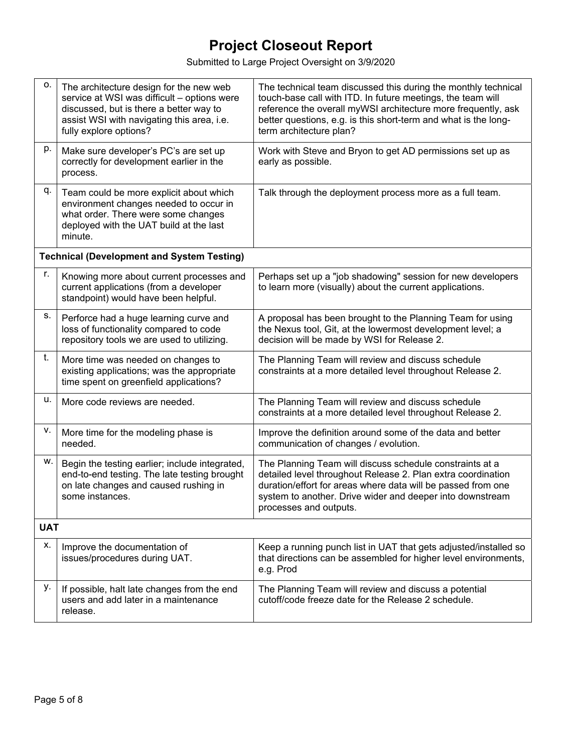# Project Closeout Report

Submitted to Large Project Oversight on 3/9/2020

| | | |
|---|---|---|
| o. | The architecture design for the new web service at WSI was difficult – options were discussed, but is there a better way to assist WSI with navigating this area, i.e. fully explore options? | The technical team discussed this during the monthly technical touch-base call with ITD. In future meetings, the team will reference the overall myWSI architecture more frequently, ask better questions, e.g. is this short-term and what is the long-term architecture plan? |
| p. | Make sure developer's PC's are set up correctly for development earlier in the process. | Work with Steve and Bryon to get AD permissions set up as early as possible. |
| q. | Team could be more explicit about which environment changes needed to occur in what order. There were some changes deployed with the UAT build at the last minute. | Talk through the deployment process more as a full team. |
| **Technical (Development and System Testing)** | | |
| r. | Knowing more about current processes and current applications (from a developer standpoint) would have been helpful. | Perhaps set up a "job shadowing" session for new developers to learn more (visually) about the current applications. |
| s. | Perforce had a huge learning curve and loss of functionality compared to code repository tools we are used to utilizing. | A proposal has been brought to the Planning Team for using the Nexus tool, Git, at the lowermost development level; a decision will be made by WSI for Release 2. |
| t. | More time was needed on changes to existing applications; was the appropriate time spent on greenfield applications? | The Planning Team will review and discuss schedule constraints at a more detailed level throughout Release 2. |
| u. | More code reviews are needed. | The Planning Team will review and discuss schedule constraints at a more detailed level throughout Release 2. |
| v. | More time for the modeling phase is needed. | Improve the definition around some of the data and better communication of changes / evolution. |
| w. | Begin the testing earlier; include integrated, end-to-end testing. The late testing brought on late changes and caused rushing in some instances. | The Planning Team will discuss schedule constraints at a detailed level throughout Release 2. Plan extra coordination duration/effort for areas where data will be passed from one system to another. Drive wider and deeper into downstream processes and outputs. |
| **UAT** | | |
| x. | Improve the documentation of issues/procedures during UAT. | Keep a running punch list in UAT that gets adjusted/installed so that directions can be assembled for higher level environments, e.g. Prod |
| y. | If possible, halt late changes from the end users and add later in a maintenance release. | The Planning Team will review and discuss a potential cutoff/code freeze date for the Release 2 schedule. |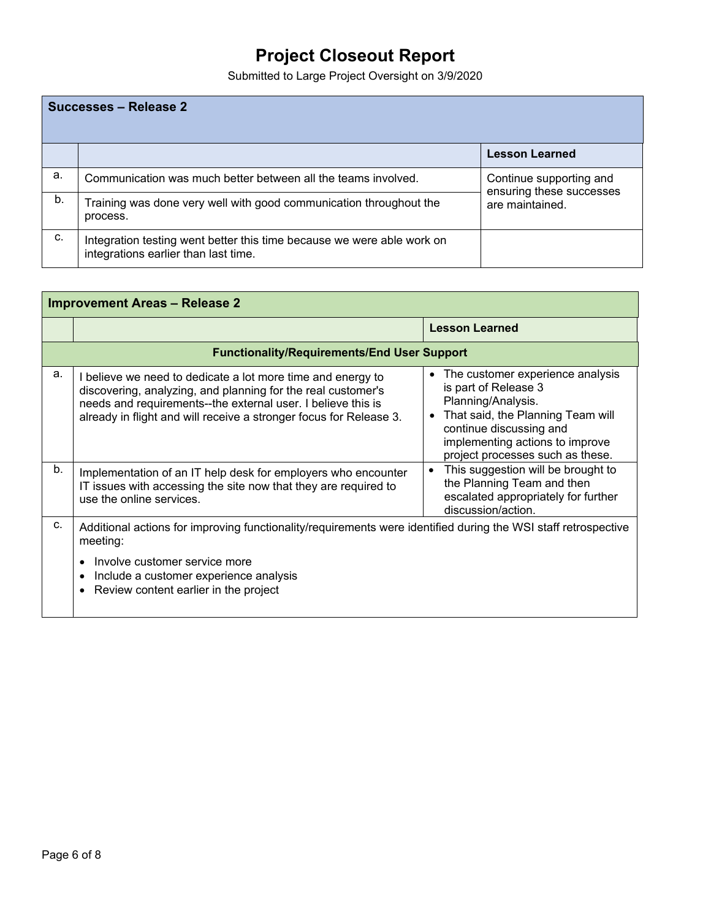# Project Closeout Report

Submitted to Large Project Oversight on 3/9/2020

| Successes – Release 2 | | |
|---|---|---|
| | | **Lesson Learned** |
| a. | Communication was much better between all the teams involved. | Continue supporting and ensuring these successes are maintained. |
| b. | Training was done very well with good communication throughout the process. | |
| c. | Integration testing went better this time because we were able work on integrations earlier than last time. | |

| Improvement Areas – Release 2 | | |
|---|---|---|
| | | **Lesson Learned** |
| | **Functionality/Requirements/End User Support** | |
| a. | I believe we need to dedicate a lot more time and energy to discovering, analyzing, and planning for the real customer's needs and requirements--the external user. I believe this is already in flight and will receive a stronger focus for Release 3. | • The customer experience analysis is part of Release 3 Planning/Analysis.<br>• That said, the Planning Team will continue discussing and implementing actions to improve project processes such as these. |
| b. | Implementation of an IT help desk for employers who encounter IT issues with accessing the site now that they are required to use the online services. | • This suggestion will be brought to the Planning Team and then escalated appropriately for further discussion/action. |
| c. | Additional actions for improving functionality/requirements were identified during the WSI staff retrospective meeting:<br>• Involve customer service more<br>• Include a customer experience analysis<br>• Review content earlier in the project | |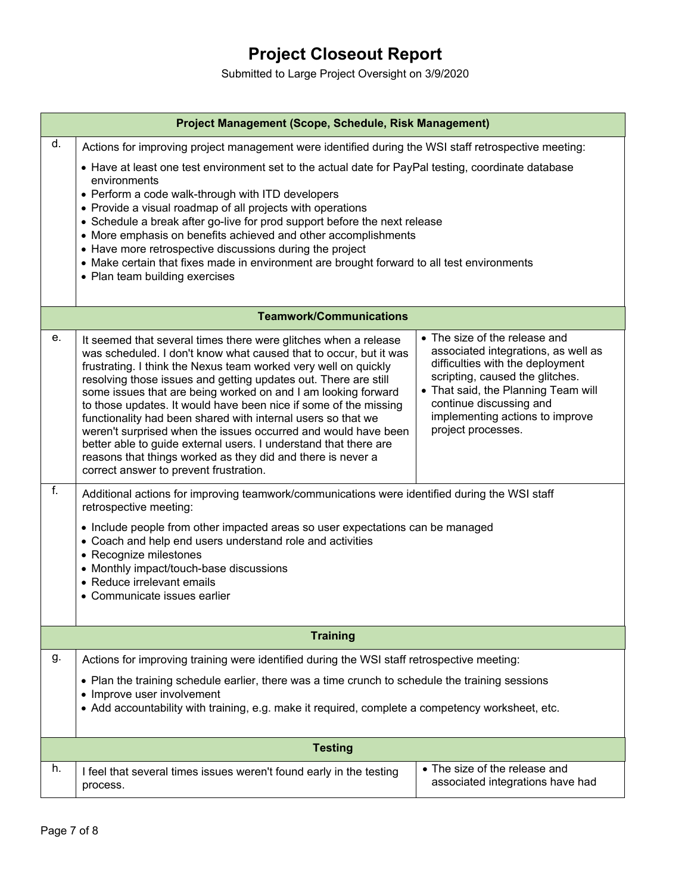# Project Closeout Report

Submitted to Large Project Oversight on 3/9/2020

| | | |
|---|---|---|
| **Project Management (Scope, Schedule, Risk Management)** | | |
| d. | Actions for improving project management were identified during the WSI staff retrospective meeting:<br>• Have at least one test environment set to the actual date for PayPal testing, coordinate database environments<br>• Perform a code walk-through with ITD developers<br>• Provide a visual roadmap of all projects with operations<br>• Schedule a break after go-live for prod support before the next release<br>• More emphasis on benefits achieved and other accomplishments<br>• Have more retrospective discussions during the project<br>• Make certain that fixes made in environment are brought forward to all test environments<br>• Plan team building exercises | |
| **Teamwork/Communications** | | |
| e. | It seemed that several times there were glitches when a release was scheduled. I don't know what caused that to occur, but it was frustrating. I think the Nexus team worked very well on quickly resolving those issues and getting updates out. There are still some issues that are being worked on and I am looking forward to those updates. It would have been nice if some of the missing functionality had been shared with internal users so that we weren't surprised when the issues occurred and would have been better able to guide external users. I understand that there are reasons that things worked as they did and there is never a correct answer to prevent frustration. | • The size of the release and associated integrations, as well as difficulties with the deployment scripting, caused the glitches.<br>• That said, the Planning Team will continue discussing and implementing actions to improve project processes. |
| f. | Additional actions for improving teamwork/communications were identified during the WSI staff retrospective meeting:<br>• Include people from other impacted areas so user expectations can be managed<br>• Coach and help end users understand role and activities<br>• Recognize milestones<br>• Monthly impact/touch-base discussions<br>• Reduce irrelevant emails<br>• Communicate issues earlier | |
| **Training** | | |
| g. | Actions for improving training were identified during the WSI staff retrospective meeting:<br>• Plan the training schedule earlier, there was a time crunch to schedule the training sessions<br>• Improve user involvement<br>• Add accountability with training, e.g. make it required, complete a competency worksheet, etc. | |
| **Testing** | | |
| h. | I feel that several times issues weren't found early in the testing process. | • The size of the release and associated integrations have had |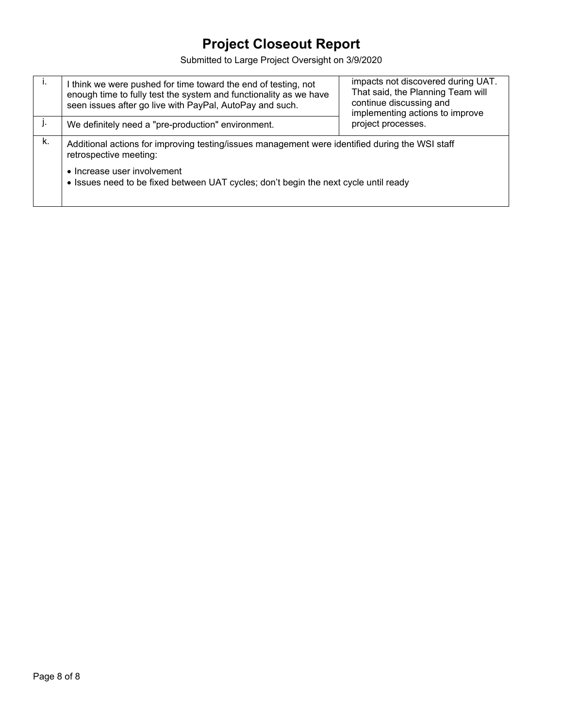# Project Closeout Report

Submitted to Large Project Oversight on 3/9/2020

| | | |
|---|---|---|
| i. | I think we were pushed for time toward the end of testing, not enough time to fully test the system and functionality as we have seen issues after go live with PayPal, AutoPay and such. | impacts not discovered during UAT. That said, the Planning Team will continue discussing and implementing actions to improve project processes. |
| j. | We definitely need a "pre-production" environment. | |
| k. | Additional actions for improving testing/issues management were identified during the WSI staff retrospective meeting:<br>• Increase user involvement<br>• Issues need to be fixed between UAT cycles; don't begin the next cycle until ready | |